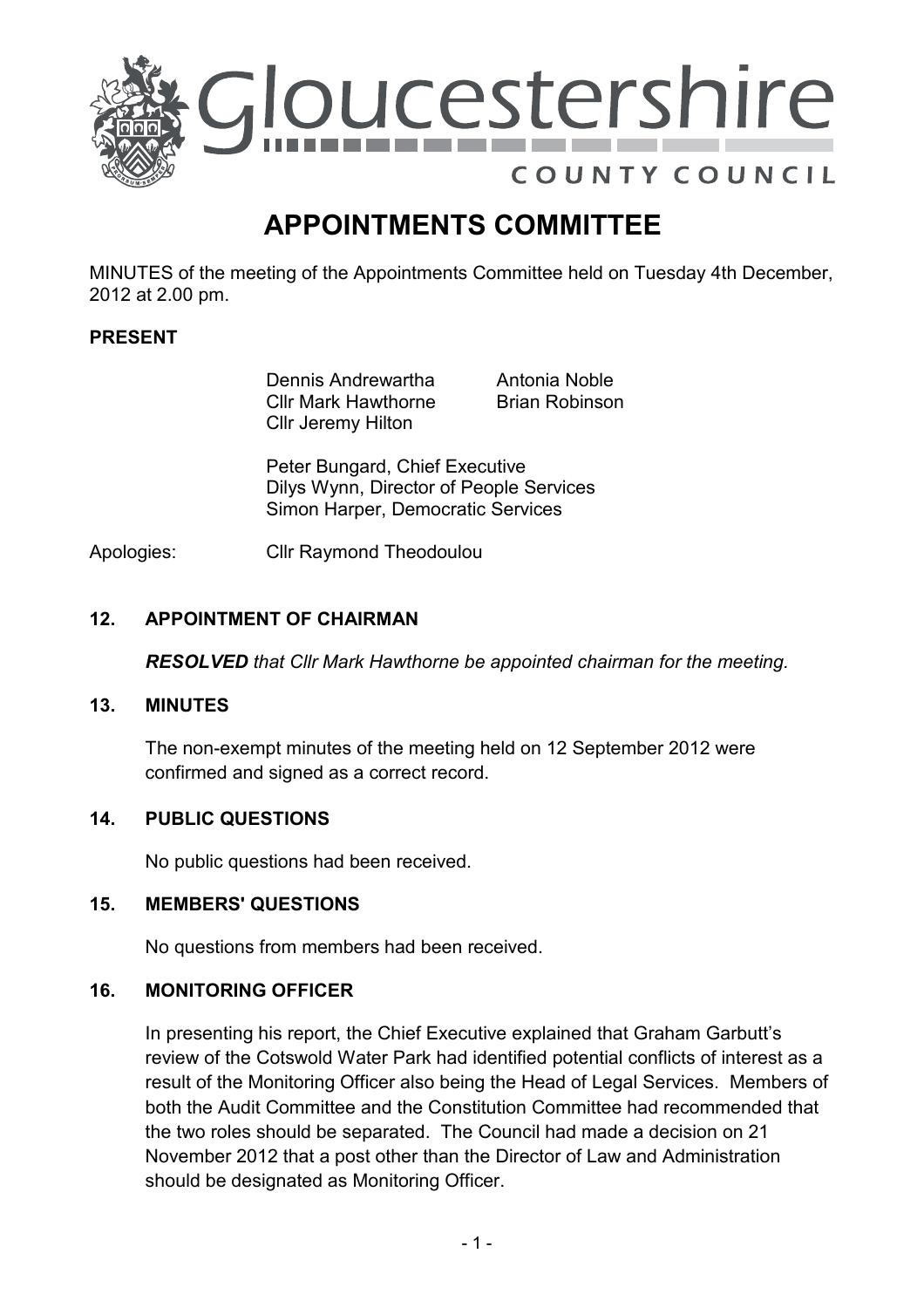Gloucestershire COUNTY COUNCIL

# APPOINTMENTS COMMITTEE

MINUTES of the meeting of the Appointments Committee held on Tuesday 4th December, 2012 at 2.00 pm.

**PRESENT**

Dennis Andrewartha
Cllr Mark Hawthorne
Cllr Jeremy Hilton
Antonia Noble
Brian Robinson

Peter Bungard, Chief Executive
Dilys Wynn, Director of People Services
Simon Harper, Democratic Services

Apologies: Cllr Raymond Theodoulou

## 12. APPOINTMENT OF CHAIRMAN

***RESOLVED*** *that Cllr Mark Hawthorne be appointed chairman for the meeting.*

## 13. MINUTES

The non-exempt minutes of the meeting held on 12 September 2012 were confirmed and signed as a correct record.

## 14. PUBLIC QUESTIONS

No public questions had been received.

## 15. MEMBERS' QUESTIONS

No questions from members had been received.

## 16. MONITORING OFFICER

In presenting his report, the Chief Executive explained that Graham Garbutt's review of the Cotswold Water Park had identified potential conflicts of interest as a result of the Monitoring Officer also being the Head of Legal Services. Members of both the Audit Committee and the Constitution Committee had recommended that the two roles should be separated. The Council had made a decision on 21 November 2012 that a post other than the Director of Law and Administration should be designated as Monitoring Officer.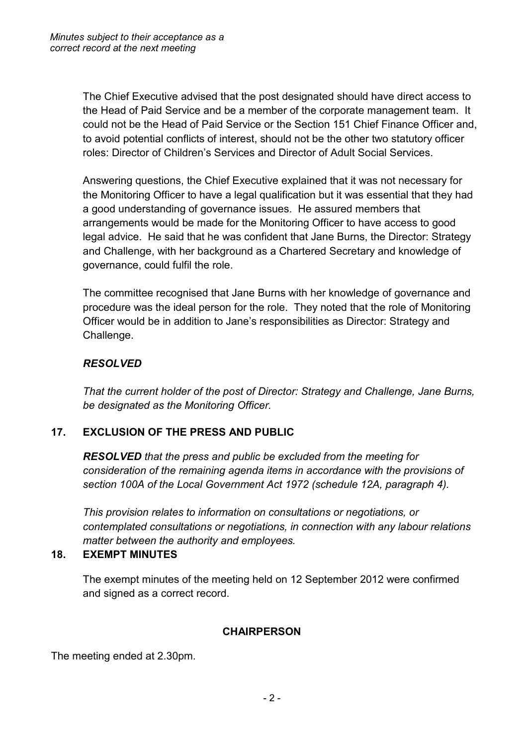*Minutes subject to their acceptance as a correct record at the next meeting*

The Chief Executive advised that the post designated should have direct access to the Head of Paid Service and be a member of the corporate management team. It could not be the Head of Paid Service or the Section 151 Chief Finance Officer and, to avoid potential conflicts of interest, should not be the other two statutory officer roles: Director of Children's Services and Director of Adult Social Services.

Answering questions, the Chief Executive explained that it was not necessary for the Monitoring Officer to have a legal qualification but it was essential that they had a good understanding of governance issues. He assured members that arrangements would be made for the Monitoring Officer to have access to good legal advice. He said that he was confident that Jane Burns, the Director: Strategy and Challenge, with her background as a Chartered Secretary and knowledge of governance, could fulfil the role.

The committee recognised that Jane Burns with her knowledge of governance and procedure was the ideal person for the role. They noted that the role of Monitoring Officer would be in addition to Jane's responsibilities as Director: Strategy and Challenge.

***RESOLVED***

*That the current holder of the post of Director: Strategy and Challenge, Jane Burns, be designated as the Monitoring Officer.*

## 17. EXCLUSION OF THE PRESS AND PUBLIC

***RESOLVED*** *that the press and public be excluded from the meeting for consideration of the remaining agenda items in accordance with the provisions of section 100A of the Local Government Act 1972 (schedule 12A, paragraph 4).*

*This provision relates to information on consultations or negotiations, or contemplated consultations or negotiations, in connection with any labour relations matter between the authority and employees.*

## 18. EXEMPT MINUTES

The exempt minutes of the meeting held on 12 September 2012 were confirmed and signed as a correct record.

**CHAIRPERSON**

The meeting ended at 2.30pm.